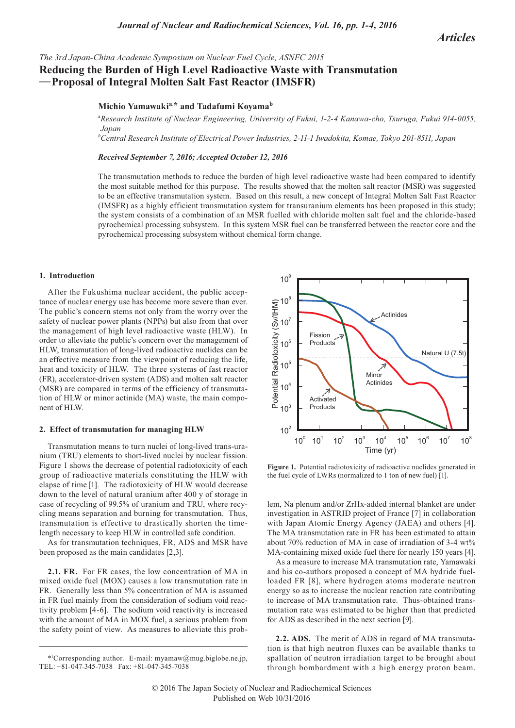*The 3rd Japan-China Academic Symposium on Nuclear Fuel Cycle, ASNFC 2015*

# Reducing the Burden of High Level Radioactive Waste with Transmutation —Proposal of Integral Molten Salt Fast Reactor (IMSFR)

**Michio Yamawaki[a,*] and Tadafumi Koyama[b]**

[a]*Research Institute of Nuclear Engineering, University of Fukui, 1-2-4 Kanawa-cho, Tsuruga, Fukui 914-0055, Japan*

[b]*Central Research Institute of Electrical Power Industries, 2-11-1 Iwadokita, Komae, Tokyo 201-8511, Japan*

***Received September 7, 2016; Accepted October 12, 2016***

The transmutation methods to reduce the burden of high level radioactive waste had been compared to identify the most suitable method for this purpose. The results showed that the molten salt reactor (MSR) was suggested to be an effective transmutation system. Based on this result, a new concept of Integral Molten Salt Fast Reactor (IMSFR) as a highly efficient transmutation system for transuranium elements has been proposed in this study; the system consists of a combination of an MSR fuelled with chloride molten salt fuel and the chloride-based pyrochemical processing subsystem. In this system MSR fuel can be transferred between the reactor core and the pyrochemical processing subsystem without chemical form change.

## 1. Introduction

After the Fukushima nuclear accident, the public acceptance of nuclear energy use has become more severe than ever. The public's concern stems not only from the worry over the safety of nuclear power plants (NPPs) but also from that over the management of high level radioactive waste (HLW). In order to alleviate the public's concern over the management of HLW, transmutation of long-lived radioactive nuclides can be an effective measure from the viewpoint of reducing the life, heat and toxicity of HLW. The three systems of fast reactor (FR), accelerator-driven system (ADS) and molten salt reactor (MSR) are compared in terms of the efficiency of transmutation of HLW or minor actinide (MA) waste, the main component of HLW.

## 2. Effect of transmutation for managing HLW

Transmutation means to turn nuclei of long-lived trans-uranium (TRU) elements to short-lived nuclei by nuclear fission. Figure 1 shows the decrease of potential radiotoxicity of each group of radioactive materials constituting the HLW with elapse of time [1]. The radiotoxicity of HLW would decrease down to the level of natural uranium after 400 y of storage in case of recycling of 99.5% of uranium and TRU, where recycling means separation and burning for transmutation. Thus, transmutation is effective to drastically shorten the time-length necessary to keep HLW in controlled safe condition.

As for transmutation techniques, FR, ADS and MSR have been proposed as the main candidates [2,3].

**2.1. FR.** For FR cases, the low concentration of MA in mixed oxide fuel (MOX) causes a low transmutation rate in FR. Generally less than 5% concentration of MA is assumed in FR fuel mainly from the consideration of sodium void reactivity problem [4-6]. The sodium void reactivity is increased with the amount of MA in MOX fuel, a serious problem from the safety point of view. As measures to alleviate this problem, Na plenum and/or ZrHx-added internal blanket are under investigation in ASTRID project of France [7] in collaboration with Japan Atomic Energy Agency (JAEA) and others [4]. The MA transmutation rate in FR has been estimated to attain about 70% reduction of MA in case of irradiation of 3-4 wt% MA-containing mixed oxide fuel there for nearly 150 years [4].

As a measure to increase MA transmutation rate, Yamawaki and his co-authors proposed a concept of MA hydride fuel-loaded FR [8], where hydrogen atoms moderate neutron energy so as to increase the nuclear reaction rate contributing to increase of MA transmutation rate. Thus-obtained transmutation rate was estimated to be higher than that predicted for ADS as described in the next section [9].

**Figure 1.** Potential radiotoxicity of radioactive nuclides generated in the fuel cycle of LWRs (normalized to 1 ton of new fuel) [1].

**2.2. ADS.** The merit of ADS in regard of MA transmutation is that high neutron fluxes can be available thanks to spallation of neutron irradiation target to be brought about through bombardment with a high energy proton beam.

*[1]Corresponding author. E-mail: myamaw@mug.biglobe.ne.jp, TEL: +81-047-345-7038 Fax: +81-047-345-7038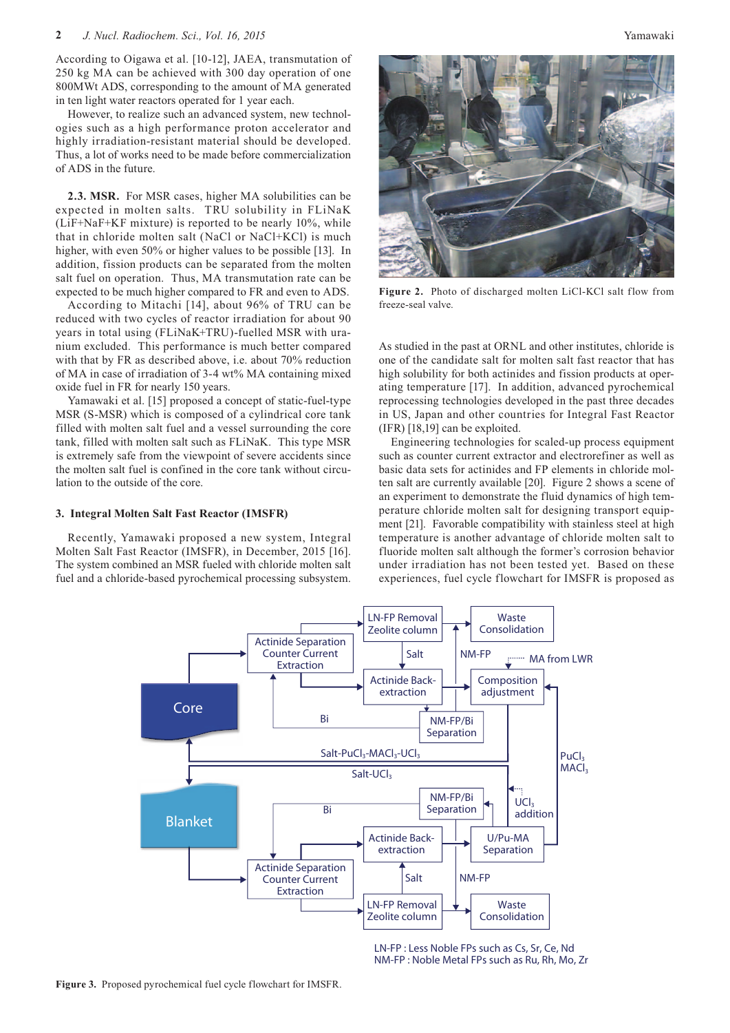According to Oigawa et al. [10-12], JAEA, transmutation of 250 kg MA can be achieved with 300 day operation of one 800MWt ADS, corresponding to the amount of MA generated in ten light water reactors operated for 1 year each.

However, to realize such an advanced system, new technologies such as a high performance proton accelerator and highly irradiation-resistant material should be developed. Thus, a lot of works need to be made before commercialization of ADS in the future.

**2.3. MSR.** For MSR cases, higher MA solubilities can be expected in molten salts. TRU solubility in FLiNaK (LiF+NaF+KF mixture) is reported to be nearly 10%, while that in chloride molten salt (NaCl or NaCl+KCl) is much higher, with even 50% or higher values to be possible [13]. In addition, fission products can be separated from the molten salt fuel on operation. Thus, MA transmutation rate can be expected to be much higher compared to FR and even to ADS.

According to Mitachi [14], about 96% of TRU can be reduced with two cycles of reactor irradiation for about 90 years in total using (FLiNaK+TRU)-fuelled MSR with uranium excluded. This performance is much better compared with that by FR as described above, i.e. about 70% reduction of MA in case of irradiation of 3-4 wt% MA containing mixed oxide fuel in FR for nearly 150 years.

Yamawaki et al. [15] proposed a concept of static-fuel-type MSR (S-MSR) which is composed of a cylindrical core tank filled with molten salt fuel and a vessel surrounding the core tank, filled with molten salt such as FLiNaK. This type MSR is extremely safe from the viewpoint of severe accidents since the molten salt fuel is confined in the core tank without circulation to the outside of the core.

## 3. Integral Molten Salt Fast Reactor (IMSFR)

Recently, Yamawaki proposed a new system, Integral Molten Salt Fast Reactor (IMSFR), in December, 2015 [16]. The system combined an MSR fueled with chloride molten salt fuel and a chloride-based pyrochemical processing subsystem.

Figure 2. Photo of discharged molten LiCl-KCl salt flow from freeze-seal valve.

As studied in the past at ORNL and other institutes, chloride is one of the candidate salt for molten salt fast reactor that has high solubility for both actinides and fission products at operating temperature [17]. In addition, advanced pyrochemical reprocessing technologies developed in the past three decades in US, Japan and other countries for Integral Fast Reactor (IFR) [18,19] can be exploited.

Engineering technologies for scaled-up process equipment such as counter current extractor and electrorefiner as well as basic data sets for actinides and FP elements in chloride molten salt are currently available [20]. Figure 2 shows a scene of an experiment to demonstrate the fluid dynamics of high temperature chloride molten salt for designing transport equipment [21]. Favorable compatibility with stainless steel at high temperature is another advantage of chloride molten salt to fluoride molten salt although the former's corrosion behavior under irradiation has not been tested yet. Based on these experiences, fuel cycle flowchart for IMSFR is proposed as

Figure 3. Proposed pyrochemical fuel cycle flowchart for IMSFR.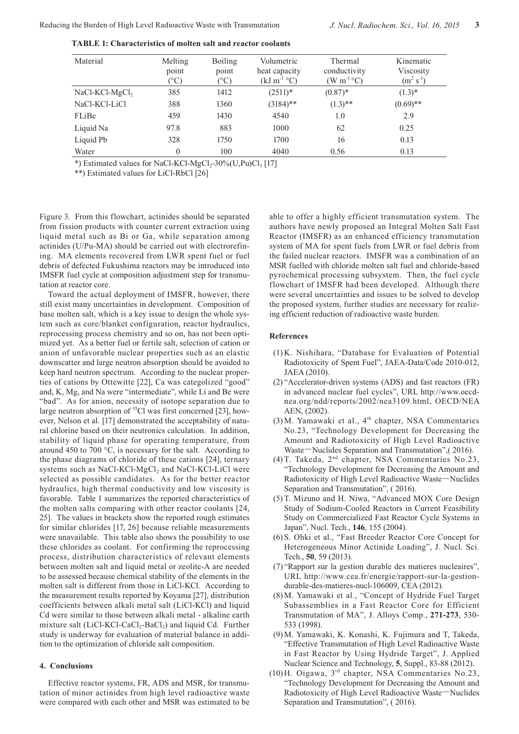**TABLE 1: Characteristics of molten salt and reactor coolants**

| Material | Melting point (°C) | Boiling point (°C) | Volumetric heat capacity ($kJ\ m^{-3}\ °C$) | Thermal conductivity ($W\ m^{-1}\ °C$) | Kinematic Viscosity ($m^2\ s^{-1}$) |
|---|---|---|---|---|---|
| NaCl-KCl-$MgCl_2$ | 385 | 1412 | (2511)* | (0.87)* | (1.3)* |
| NaCl-KCl-LiCl | 388 | 1360 | (3184)** | (1.3)** | (0.69)** |
| FLiBe | 459 | 1430 | 4540 | 1.0 | 2.9 |
| Liquid Na | 97.8 | 883 | 1000 | 62 | 0.25 |
| Liquid Pb | 328 | 1750 | 1700 | 16 | 0.13 |
| Water | 0 | 100 | 4040 | 0.56 | 0.13 |

*) Estimated values for NaCl-KCl-$MgCl_2$-30%(U,Pu)$Cl_3$ [17]

**) Estimated values for LiCl-RbCl [26]

Figure 3. From this flowchart, actinides should be separated from fission products with counter current extraction using liquid metal such as Bi or Ga, while separation among actinides (U/Pu-MA) should be carried out with electrorefining. MA elements recovered from LWR spent fuel or fuel debris of defected Fukushima reactors may be introduced into IMSFR fuel cycle at composition adjustment step for transmutation at reactor core.

Toward the actual deployment of IMSFR, however, there still exist many uncertainties in development. Composition of base molten salt, which is a key issue to design the whole system such as core/blanket configuration, reactor hydraulics, reprocessing process chemistry and so on, has not been optimized yet. As a better fuel or fertile salt, selection of cation or anion of unfavorable nuclear properties such as an elastic downscatter and large neutron absorption should be avoided to keep hard neutron spectrum. According to the nuclear properties of cations by Ottewitte [22], Ca was categolized "good" and, K, Mg, and Na were "intermediate", while Li and Be were "bad". As for anion, necessity of isotope separation due to large neutron absorption of $^{35}Cl$ was first concerned [23], however, Nelson et al. [17] demonstrated the acceptability of natural chlorine based on their neutronics calculation. In addition, stability of liquid phase for operating temperature, from around 450 to 700 °C, is necessary for the salt. According to the phase diagrams of chloride of these cations [24], ternary systems such as NaCl-KCl-$MgCl_2$ and NaCl-KCl-LiCl were selected as possible candidates. As for the better reactor hydraulics, high thermal conductivity and low viscosity is favorable. Table 1 summarizes the reported characteristics of the molten salts comparing with other reactor coolants [24, 25]. The values in brackets show the reported rough estimates for similar chlorides [17, 26] because reliable measurements were unavailable. This table also shows the possibility to use these chlorides as coolant. For confirming the reprocessing process, distribution characteristics of relevant elements between molten salt and liquid metal or zeolite-A are needed to be assessed because chemical stability of the elements in the molten salt is different from those in LiCl-KCl. According to the measurement results reported by Koyama [27], distribution coefficients between alkali metal salt (LiCl-KCl) and liquid Cd were similar to those between alkali metal - alkaline earth mixture salt (LiCl-KCl-$CaCl_2$-$BaCl_2$) and liquid Cd. Further study is underway for evaluation of material balance in addition to the optimization of chloride salt composition.

## 4. Conclusions

Effective reactor systems, FR, ADS and MSR, for transmutation of minor actinides from high level radioactive waste were compared with each other and MSR was estimated to be able to offer a highly efficient transmutation system. The authors have newly proposed an Integral Molten Salt Fast Reactor (IMSFR) as an enhanced efficiency transmutation system of MA for spent fuels from LWR or fuel debris from the failed nuclear reactors. IMSFR was a combination of an MSR fuelled with chloride molten salt fuel and chloride-based pyrochemical processing subsystem. Then, the fuel cycle flowchart of IMSFR had been developed. Although there were several uncertainties and issues to be solved to develop the proposed system, further studies are necessary for realizing efficient reduction of radioactive waste burden.

## References

(1) K. Nishihara, "Database for Evaluation of Potential Radiotoxicity of Spent Fuel", JAEA-Data/Code 2010-012, JAEA (2010).

(2) "Accelerator-driven systems (ADS) and fast reactors (FR) in advanced nuclear fuel cycles", URL http://www.oecd-nea.org/ndd/reports/2002/nea3109.html, OECD/NEA AEN, (2002).

(3) M. Yamawaki et al., 4th chapter, NSA Commentaries No.23, "Technology Development for Decreasing the Amount and Radiotoxicity of High Level Radioactive Waste—Nuclides Separation and Transmutation",( 2016).

(4) T. Takeda, 2nd chapter, NSA Commentaries No.23, "Technology Development for Decreasing the Amount and Radiotoxicity of High Level Radioactive Waste—Nuclides Separation and Transmutation", ( 2016).

(5) T. Mizuno and H. Niwa, "Advanced MOX Core Design Study of Sodium-Cooled Reactors in Current Feasibility Study on Commercialized Fast Reactor Cycle Systems in Japan", Nucl. Tech., **146**, 155 (2004).

(6) S. Ohki et al., "Fast Breeder Reactor Core Concept for Heterogeneous Minor Actinide Loading", J. Nucl. Sci. Tech., **50**, 59 (2013).

(7) "Rapport sur la gestion durable des matieres nucleaires", URL http://www.cea.fr/energie/rapport-sur-la-gestion-durable-des-matieres-nucl-106009, CEA (2012).

(8) M. Yamawaki et al., "Concept of Hydride Fuel Target Subassemblies in a Fast Reactor Core for Efficient Transmutation of MA", J. Alloys Comp., **271-273**, 530-533 (1998).

(9) M. Yamawaki, K. Konashi, K. Fujimura and T, Takeda, "Effective Transmutation of High Level Radioactive Waste in Fast Reactor by Using Hydride Target", J. Applied Nuclear Science and Technology, **5**, Suppl., 83-88 (2012).

(10) H. Oigawa, 3rd chapter, NSA Commentaries No.23, "Technology Development for Decreasing the Amount and Radiotoxicity of High Level Radioactive Waste—Nuclides Separation and Transmutation", ( 2016).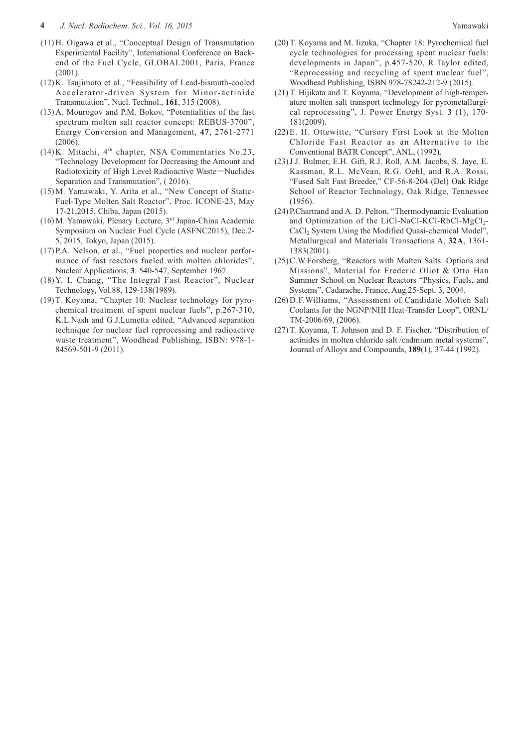(11) H. Oigawa et al., "Conceptual Design of Transmutation Experimental Facility", International Conference on Back-end of the Fuel Cycle, GLOBAL2001, Paris, France (2001).

(12) K. Tsujimoto et al., "Feasibility of Lead-bismuth-cooled Accelerator-driven System for Minor-actinide Transmutation", Nucl. Technol., **161**, 315 (2008).

(13) A. Mourogov and P.M. Bokov, "Potentialities of the fast spectrum molten salt reactor concept: REBUS-3700", Energy Conversion and Management, **47**, 2761-2771 (2006).

(14) K. Mitachi, 4th chapter, NSA Commentaries No.23, "Technology Development for Decreasing the Amount and Radiotoxicity of High Level Radioactive Waste―Nuclides Separation and Transmutation", ( 2016).

(15) M. Yamawaki, Y. Arita et al., "New Concept of Static-Fuel-Type Molten Salt Reactor", Proc. ICONE-23, May 17-21,2015, Chiba, Japan (2015).

(16) M. Yamawaki, Plenary Lecture, 3rd Japan-China Academic Symposium on Nuclear Fuel Cycle (ASFNC2015), Dec.2-5, 2015, Tokyo, Japan (2015).

(17) P.A. Nelson, et al., "Fuel properties and nuclear performance of fast reactors fueled with molten chlorides", Nuclear Applications, **3**: 540-547, September 1967.

(18) Y. I. Chang, "The Integral Fast Reactor", Nuclear Technology, Vol.88, 129-138(1989).

(19) T. Koyama, "Chapter 10: Nuclear technology for pyrochemical treatment of spent nuclear fuels", p.267-310, K.L.Nash and G.J.Lumetta edited, "Advanced separation technique for nuclear fuel reprocessing and radioactive waste treatment", Woodhead Publishing, ISBN: 978-1-84569-501-9 (2011).

(20) T. Koyama and M. Iizuka, "Chapter 18: Pyrochemical fuel cycle technologies for processing spent nuclear fuels: developments in Japan", p.457-520, R.Taylor edited, "Reprocessing and recycling of spent nuclear fuel", Woodhead Publishing, ISBN 978-78242-212-9 (2015).

(21) T. Hijikata and T. Koyama, "Development of high-temperature molten salt transport technology for pyrometallurgical reprocessing", J. Power Energy Syst. **3** (1), 170-181(2009).

(22) E. H. Ottewitte, "Cursory First Look at the Molten Chloride Fast Reactor as an Alternative to the Conventional BATR Concept", ANL, (1992).

(23) J.J. Bulmer, E.H. Gift, R.J. Roll, A.M. Jacobs, S. Jaye, E. Kassman, R.L. McVean, R.G. Oehl, and R.A. Rossi, "Fused Salt Fast Breeder," CF-56-8-204 (Del) Oak Ridge School of Reactor Technology, Oak Ridge, Tennessee (1956).

(24) P.Chartrand and A. D. Pelton, "Thermodynamic Evaluation and Optimization of the LiCl-NaCl-KCl-RbCl-$MgCl_2$-$CaCl_2$ System Using the Modified Quasi-chemical Model", Metallurgical and Materials Transactions A, **32A**, 1361-1383(2001).

(25) C.W.Forsberg, "Reactors with Molten Salts: Options and Missions", Material for Frederic Oliot & Otto Han Summer School on Nuclear Reactors "Physics, Fuels, and Systems", Cadarache, France, Aug.25-Sept. 3, 2004.

(26) D.F.Williams, "Assessment of Candidate Molten Salt Coolants for the NGNP/NHI Heat-Transfer Loop", ORNL/TM-2006/69, (2006).

(27) T. Koyama, T. Johnson and D. F. Fischer, "Distribution of actinides in molten chloride salt /cadmium metal systems", Journal of Alloys and Compounds, **189**(1), 37-44 (1992).